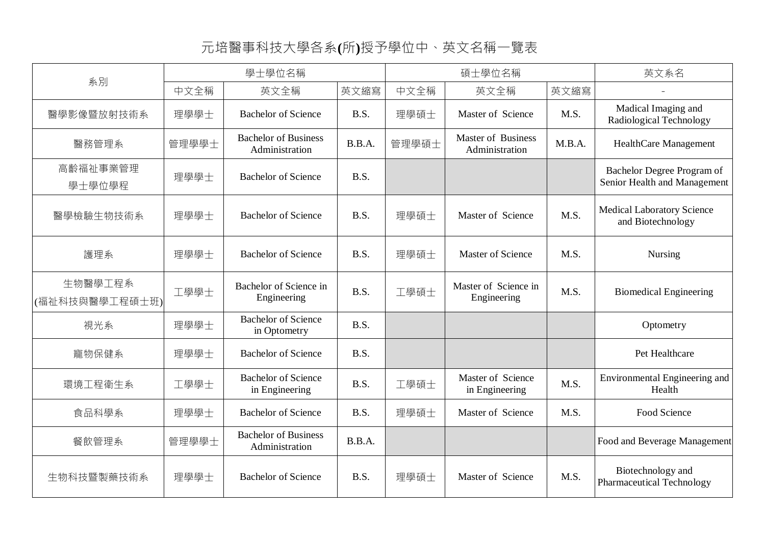# 元培醫事科技大學各系(所)授予學位中、英文名稱一覽表

| 系別 | 學士學位名稱 | | | 碩士學位名稱 | | | 英文系名 |
|---|---|---|---|---|---|---|---|
| | 中文全稱 | 英文全稱 | 英文縮寫 | 中文全稱 | 英文全稱 | 英文縮寫 | - |
| 醫學影像暨放射技術系 | 理學學士 | Bachelor of Science | B.S. | 理學碩士 | Master of Science | M.S. | Madical Imaging and Radiological Technology |
| 醫務管理系 | 管理學學士 | Bachelor of Business Administration | B.B.A. | 管理學碩士 | Master of Business Administration | M.B.A. | HealthCare Management |
| 高齡福祉事業管理學士學位學程 | 理學學士 | Bachelor of Science | B.S. | | | | Bachelor Degree Program of Senior Health and Management |
| 醫學檢驗生物技術系 | 理學學士 | Bachelor of Science | B.S. | 理學碩士 | Master of Science | M.S. | Medical Laboratory Science and Biotechnology |
| 護理系 | 理學學士 | Bachelor of Science | B.S. | 理學碩士 | Master of Science | M.S. | Nursing |
| 生物醫學工程系(福祉科技與醫學工程碩士班) | 工學學士 | Bachelor of Science in Engineering | B.S. | 工學碩士 | Master of Science in Engineering | M.S. | Biomedical Engineering |
| 視光系 | 理學學士 | Bachelor of Science in Optometry | B.S. | | | | Optometry |
| 寵物保健系 | 理學學士 | Bachelor of Science | B.S. | | | | Pet Healthcare |
| 環境工程衛生系 | 工學學士 | Bachelor of Science in Engineering | B.S. | 工學碩士 | Master of Science in Engineering | M.S. | Environmental Engineering and Health |
| 食品科學系 | 理學學士 | Bachelor of Science | B.S. | 理學碩士 | Master of Science | M.S. | Food Science |
| 餐飲管理系 | 管理學學士 | Bachelor of Business Administration | B.B.A. | | | | Food and Beverage Management |
| 生物科技暨製藥技術系 | 理學學士 | Bachelor of Science | B.S. | 理學碩士 | Master of Science | M.S. | Biotechnology and Pharmaceutical Technology |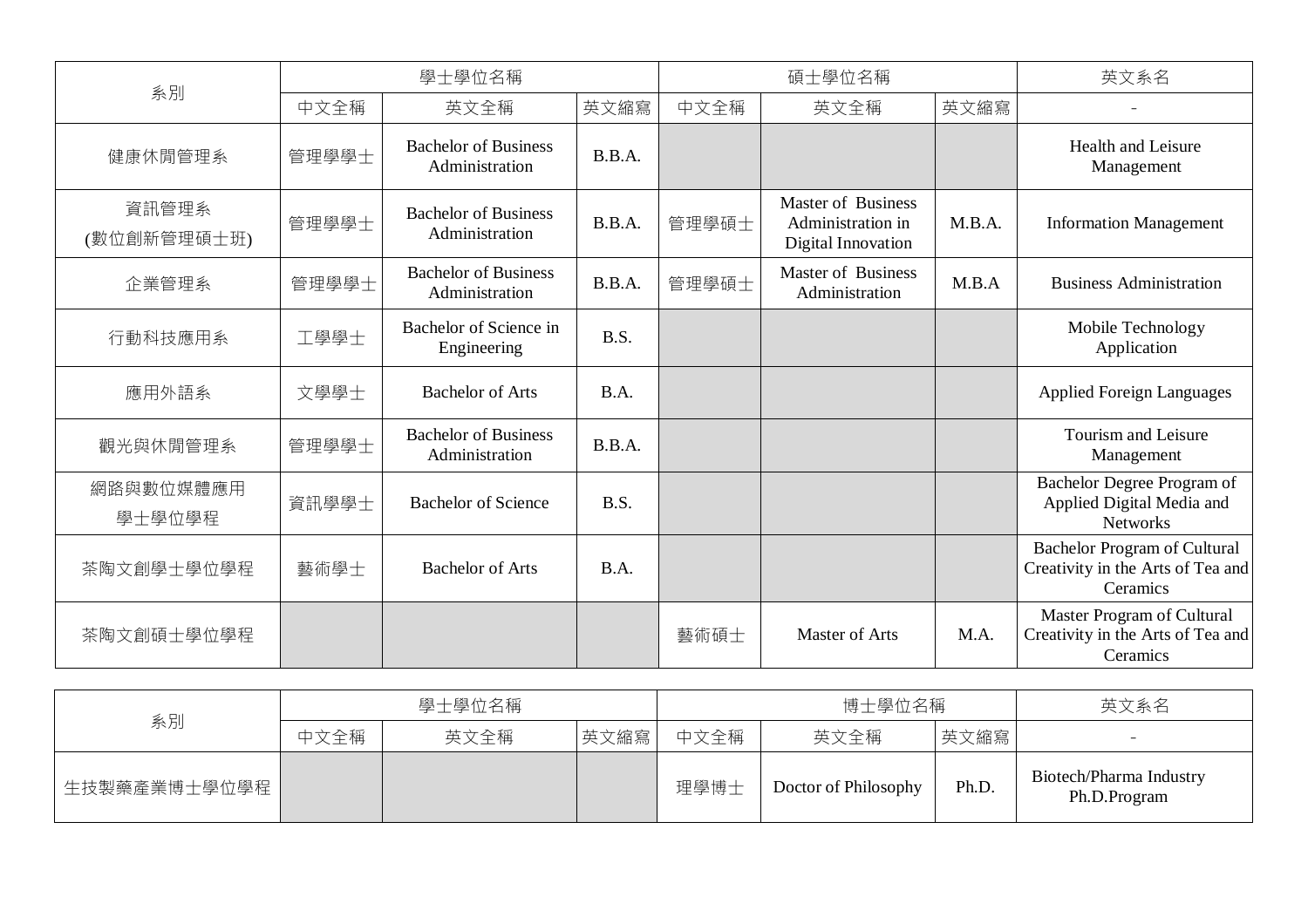| 系別 | 學士學位名稱 | | | 碩士學位名稱 | | | 英文系名 |
|---|---|---|---|---|---|---|---|
| | 中文全稱 | 英文全稱 | 英文縮寫 | 中文全稱 | 英文全稱 | 英文縮寫 | - |
| 健康休閒管理系 | 管理學學士 | Bachelor of Business Administration | B.B.A. | | | | Health and Leisure Management |
| 資訊管理系 (數位創新管理碩士班) | 管理學學士 | Bachelor of Business Administration | B.B.A. | 管理學碩士 | Master of Business Administration in Digital Innovation | M.B.A. | Information Management |
| 企業管理系 | 管理學學士 | Bachelor of Business Administration | B.B.A. | 管理學碩士 | Master of Business Administration | M.B.A | Business Administration |
| 行動科技應用系 | 工學學士 | Bachelor of Science in Engineering | B.S. | | | | Mobile Technology Application |
| 應用外語系 | 文學學士 | Bachelor of Arts | B.A. | | | | Applied Foreign Languages |
| 觀光與休閒管理系 | 管理學學士 | Bachelor of Business Administration | B.B.A. | | | | Tourism and Leisure Management |
| 網路與數位媒體應用學士學位學程 | 資訊學學士 | Bachelor of Science | B.S. | | | | Bachelor Degree Program of Applied Digital Media and Networks |
| 茶陶文創學士學位學程 | 藝術學士 | Bachelor of Arts | B.A. | | | | Bachelor Program of Cultural Creativity in the Arts of Tea and Ceramics |
| 茶陶文創碩士學位學程 | | | | 藝術碩士 | Master of Arts | M.A. | Master Program of Cultural Creativity in the Arts of Tea and Ceramics |

| 系別 | 學士學位名稱 | | | 博士學位名稱 | | | 英文系名 |
|---|---|---|---|---|---|---|---|
| | 中文全稱 | 英文全稱 | 英文縮寫 | 中文全稱 | 英文全稱 | 英文縮寫 | - |
| 生技製藥產業博士學位學程 | | | | 理學博士 | Doctor of Philosophy | Ph.D. | Biotech/Pharma Industry Ph.D.Program |